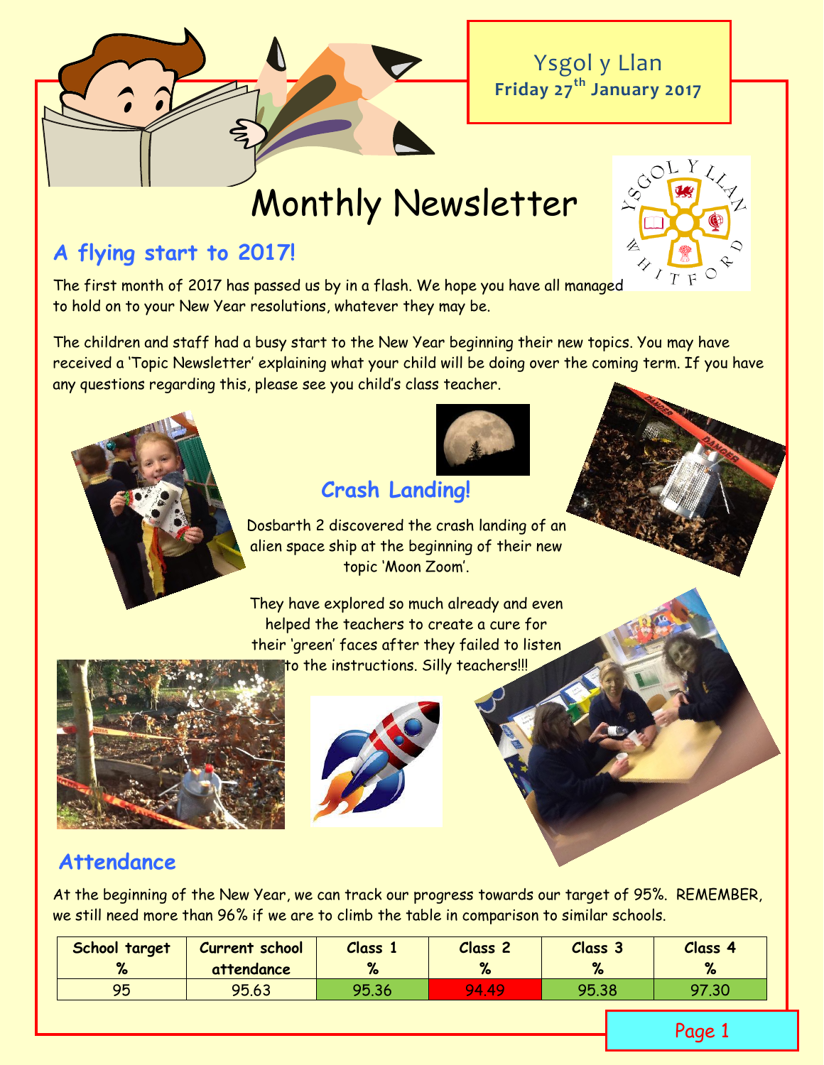Ysgol y Llan
**Friday 27th January 2017**

# Monthly Newsletter

## A flying start to 2017!

The first month of 2017 has passed us by in a flash. We hope you have all managed to hold on to your New Year resolutions, whatever they may be.

The children and staff had a busy start to the New Year beginning their new topics. You may have received a 'Topic Newsletter' explaining what your child will be doing over the coming term. If you have any questions regarding this, please see you child's class teacher.

## Crash Landing!

Dosbarth 2 discovered the crash landing of an alien space ship at the beginning of their new topic 'Moon Zoom'.

They have explored so much already and even helped the teachers to create a cure for their 'green' faces after they failed to listen to the instructions. Silly teachers!!!

## Attendance

At the beginning of the New Year, we can track our progress towards our target of 95%. REMEMBER, we still need more than 96% if we are to climb the table in comparison to similar schools.

| School target % | Current school attendance | Class 1 % | Class 2 % | Class 3 % | Class 4 % |
|---|---|---|---|---|---|
| 95 | 95.63 | 95.36 | 94.49 | 95.38 | 97.30 |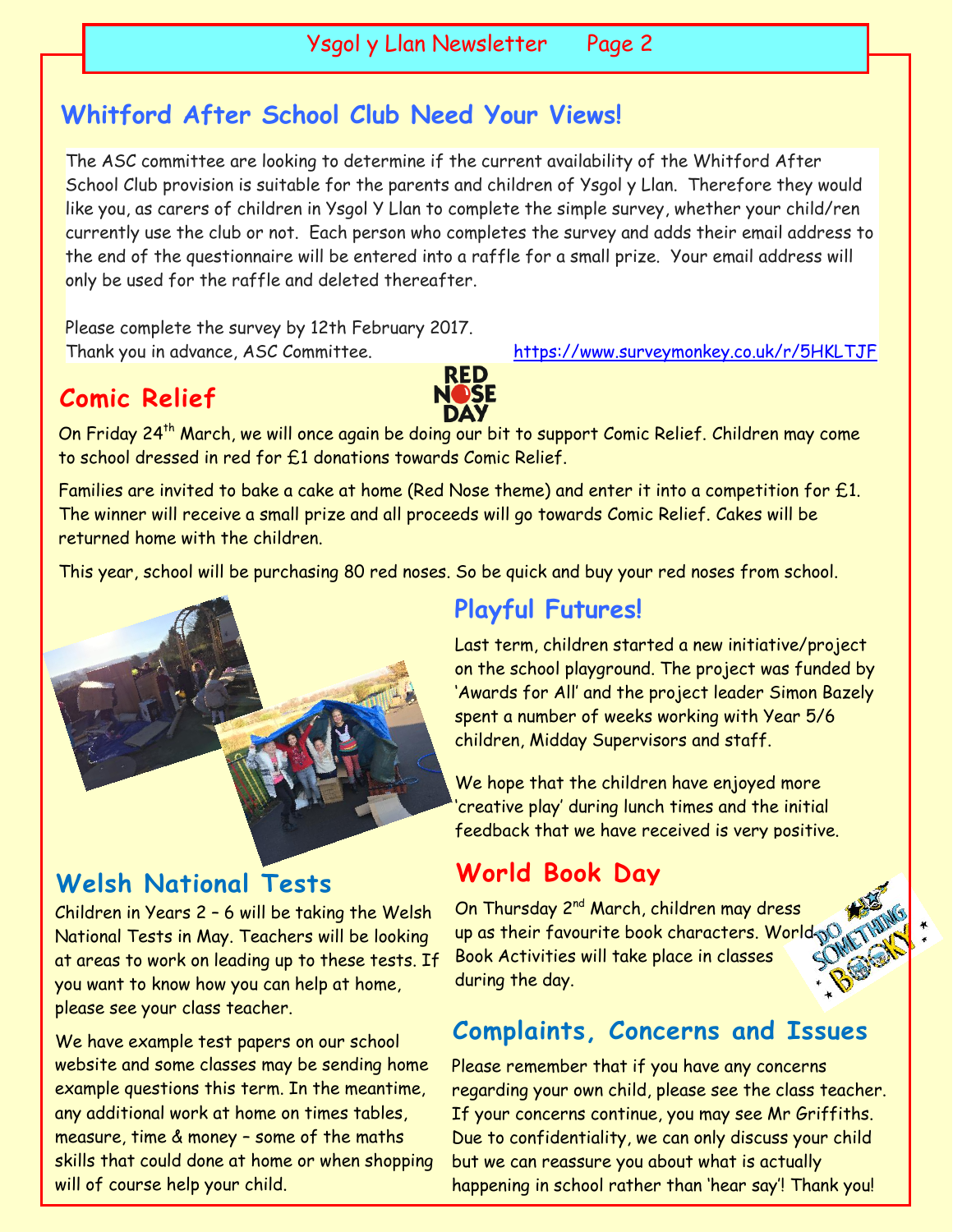## Whitford After School Club Need Your Views!

The ASC committee are looking to determine if the current availability of the Whitford After School Club provision is suitable for the parents and children of Ysgol y Llan. Therefore they would like you, as carers of children in Ysgol Y Llan to complete the simple survey, whether your child/ren currently use the club or not. Each person who completes the survey and adds their email address to the end of the questionnaire will be entered into a raffle for a small prize. Your email address will only be used for the raffle and deleted thereafter.

Please complete the survey by 12th February 2017.
Thank you in advance, ASC Committee. https://www.surveymonkey.co.uk/r/5HKLTJF

## Comic Relief

On Friday 24th March, we will once again be doing our bit to support Comic Relief. Children may come to school dressed in red for £1 donations towards Comic Relief.

Families are invited to bake a cake at home (Red Nose theme) and enter it into a competition for £1. The winner will receive a small prize and all proceeds will go towards Comic Relief. Cakes will be returned home with the children.

This year, school will be purchasing 80 red noses. So be quick and buy your red noses from school.

## Playful Futures!

Last term, children started a new initiative/project on the school playground. The project was funded by 'Awards for All' and the project leader Simon Bazely spent a number of weeks working with Year 5/6 children, Midday Supervisors and staff.

We hope that the children have enjoyed more 'creative play' during lunch times and the initial feedback that we have received is very positive.

## Welsh National Tests

Children in Years 2 – 6 will be taking the Welsh National Tests in May. Teachers will be looking at areas to work on leading up to these tests. If you want to know how you can help at home, please see your class teacher.

We have example test papers on our school website and some classes may be sending home example questions this term. In the meantime, any additional work at home on times tables, measure, time & money – some of the maths skills that could done at home or when shopping will of course help your child.

## World Book Day

On Thursday 2nd March, children may dress up as their favourite book characters. World Book Activities will take place in classes during the day.

## Complaints, Concerns and Issues

Please remember that if you have any concerns regarding your own child, please see the class teacher. If your concerns continue, you may see Mr Griffiths. Due to confidentiality, we can only discuss your child but we can reassure you about what is actually happening in school rather than 'hear say'! Thank you!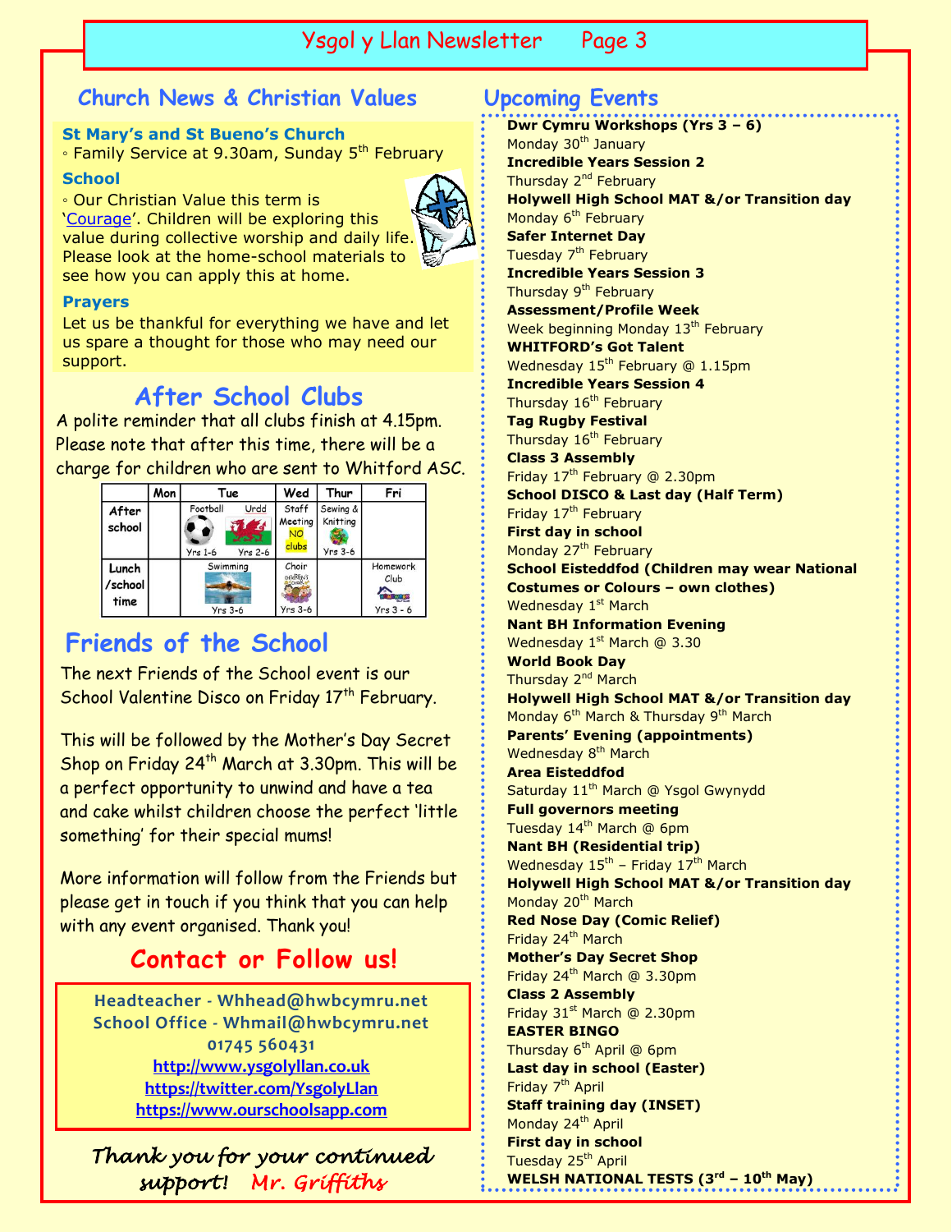# Ysgol y Llan Newsletter Page 3

## Church News & Christian Values

### St Mary's and St Bueno's Church

◦ Family Service at 9.30am, Sunday 5th February

### School

◦ Our Christian Value this term is 'Courage'. Children will be exploring this value during collective worship and daily life. Please look at the home-school materials to see how you can apply this at home.

### Prayers

Let us be thankful for everything we have and let us spare a thought for those who may need our support.

## After School Clubs

A polite reminder that all clubs finish at 4.15pm. Please note that after this time, there will be a charge for children who are sent to Whitford ASC.

| | Mon | Tue | Wed | Thur | Fri |
|---|---|---|---|---|---|
| After school | | Football Yrs 1-6 / Urdd Yrs 2-6 | Staff Meeting NO clubs | Sewing & Knitting Yrs 3-6 | |
| Lunch /school time | | Swimming Yrs 3-6 | Choir Yrs 3-6 | | Homework Club Yrs 3 - 6 |

## Friends of the School

The next Friends of the School event is our School Valentine Disco on Friday 17th February.

This will be followed by the Mother's Day Secret Shop on Friday 24th March at 3.30pm. This will be a perfect opportunity to unwind and have a tea and cake whilst children choose the perfect 'little something' for their special mums!

More information will follow from the Friends but please get in touch if you think that you can help with any event organised. Thank you!

## Contact or Follow us!

Headteacher - Whhead@hwbcymru.net
School Office - Whmail@hwbcymru.net
01745 560431
http://www.ysgolyllan.co.uk
https://twitter.com/YsgolyLlan
https://www.ourschoolsapp.com

*Thank you for your continued support!* *Mr. Griffiths*

## Upcoming Events

**Dwr Cymru Workshops (Yrs 3 – 6)**
Monday 30th January

**Incredible Years Session 2**
Thursday 2nd February

**Holywell High School MAT &/or Transition day**
Monday 6th February

**Safer Internet Day**
Tuesday 7th February

**Incredible Years Session 3**
Thursday 9th February

**Assessment/Profile Week**
Week beginning Monday 13th February

**WHITFORD's Got Talent**
Wednesday 15th February @ 1.15pm

**Incredible Years Session 4**
Thursday 16th February

**Tag Rugby Festival**
Thursday 16th February

**Class 3 Assembly**
Friday 17th February @ 2.30pm

**School DISCO & Last day (Half Term)**
Friday 17th February

**First day in school**
Monday 27th February

**School Eisteddfod (Children may wear National Costumes or Colours – own clothes)**
Wednesday 1st March

**Nant BH Information Evening**
Wednesday 1st March @ 3.30

**World Book Day**
Thursday 2nd March

**Holywell High School MAT &/or Transition day**
Monday 6th March & Thursday 9th March

**Parents' Evening (appointments)**
Wednesday 8th March

**Area Eisteddfod**
Saturday 11th March @ Ysgol Gwynydd

**Full governors meeting**
Tuesday 14th March @ 6pm

**Nant BH (Residential trip)**
Wednesday 15th – Friday 17th March

**Holywell High School MAT &/or Transition day**
Monday 20th March

**Red Nose Day (Comic Relief)**
Friday 24th March

**Mother's Day Secret Shop**
Friday 24th March @ 3.30pm

**Class 2 Assembly**
Friday 31st March @ 2.30pm

**EASTER BINGO**
Thursday 6th April @ 6pm

**Last day in school (Easter)**
Friday 7th April

**Staff training day (INSET)**
Monday 24th April

**First day in school**
Tuesday 25th April

**WELSH NATIONAL TESTS (3rd – 10th May)**